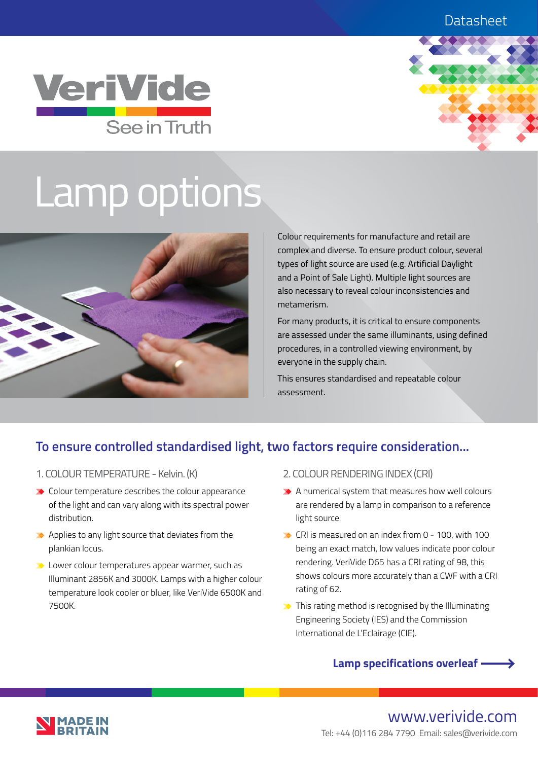Datasheet

VeriVide

See in Truth

# Lamp options

Colour requirements for manufacture and retail are complex and diverse. To ensure product colour, several types of light source are used (e.g. Artificial Daylight and a Point of Sale Light). Multiple light sources are also necessary to reveal colour inconsistencies and metamerism.

For many products, it is critical to ensure components are assessed under the same illuminants, using defined procedures, in a controlled viewing environment, by everyone in the supply chain.

This ensures standardised and repeatable colour assessment.

## To ensure controlled standardised light, two factors require consideration...

### 1. COLOUR TEMPERATURE - Kelvin. (K)

- Colour temperature describes the colour appearance of the light and can vary along with its spectral power distribution.
- Applies to any light source that deviates from the plankian locus.
- Lower colour temperatures appear warmer, such as Illuminant 2856K and 3000K. Lamps with a higher colour temperature look cooler or bluer, like VeriVide 6500K and 7500K.

### 2. COLOUR RENDERING INDEX (CRI)

- A numerical system that measures how well colours are rendered by a lamp in comparison to a reference light source.
- CRI is measured on an index from 0 - 100, with 100 being an exact match, low values indicate poor colour rendering. VeriVide D65 has a CRI rating of 98, this shows colours more accurately than a CWF with a CRI rating of 62.
- This rating method is recognised by the Illuminating Engineering Society (IES) and the Commission International de L'Eclairage (CIE).

**Lamp specifications overleaf ⟶**

MADE IN BRITAIN

www.verivide.com

Tel: +44 (0)116 284 7790 Email: sales@verivide.com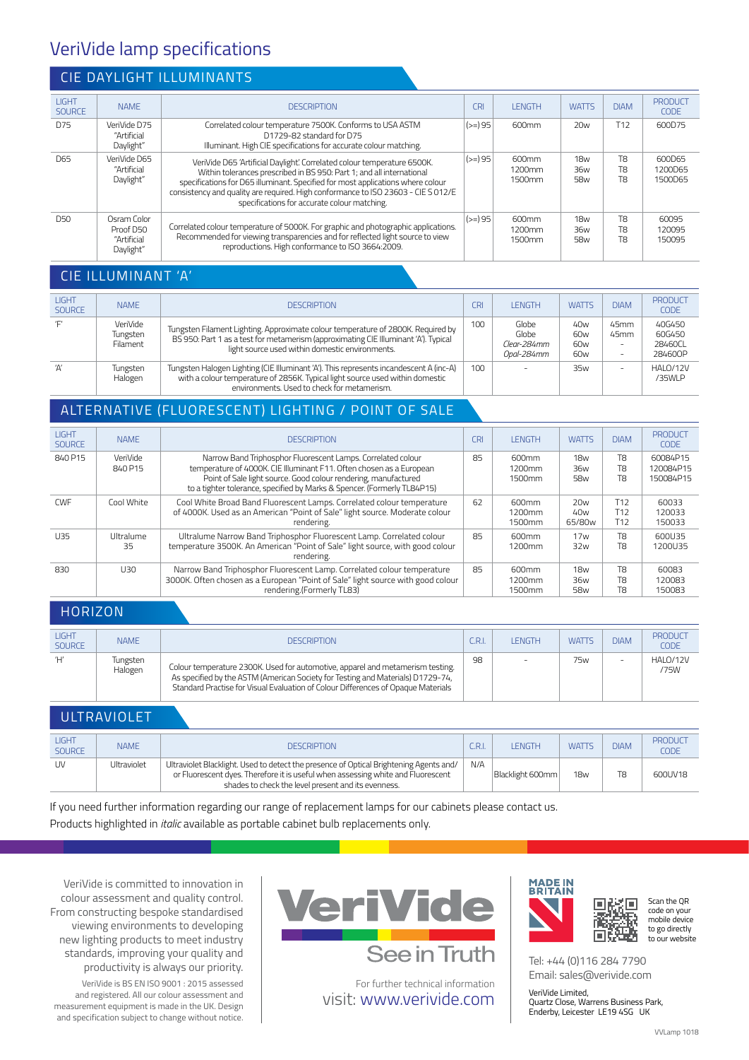# VeriVide lamp specifications

## CIE DAYLIGHT ILLUMINANTS

| LIGHT SOURCE | NAME | DESCRIPTION | CRI | LENGTH | WATTS | DIAM | PRODUCT CODE |
|---|---|---|---|---|---|---|---|
| D75 | VeriVide D75 "Artificial Daylight" | Correlated colour temperature 7500K. Conforms to USA ASTM D1729-82 standard for D75 Illuminant. High CIE specifications for accurate colour matching. | (>=) 95 | 600mm | 20w | T12 | 600D75 |
| D65 | VeriVide D65 "Artificial Daylight" | VeriVide D65 'Artificial Daylight'. Correlated colour temperature 6500K. Within tolerances prescribed in BS 950: Part 1; and all international specifications for D65 illuminant. Specified for most applications where colour consistency and quality are required. High conformance to ISO 23603 - CIE S 012/E specifications for accurate colour matching. | (>=) 95 | 600mm<br>1200mm<br>1500mm | 18w<br>36w<br>58w | T8<br>T8<br>T8 | 600D65<br>1200D65<br>1500D65 |
| D50 | Osram Color Proof D50 "Artificial Daylight" | Correlated colour temperature of 5000K. For graphic and photographic applications. Recommended for viewing transparencies and for reflected light source to view reproductions. High conformance to ISO 3664:2009. | (>=) 95 | 600mm<br>1200mm<br>1500mm | 18w<br>36w<br>58w | T8<br>T8<br>T8 | 60095<br>120095<br>150095 |

## CIE ILLUMINANT 'A'

| LIGHT SOURCE | NAME | DESCRIPTION | CRI | LENGTH | WATTS | DIAM | PRODUCT CODE |
|---|---|---|---|---|---|---|---|
| 'F' | VeriVide Tungsten Filament | Tungsten Filament Lighting. Approximate colour temperature of 2800K. Required by BS 950: Part 1 as a test for metamerism (approximating CIE Illuminant 'A'). Typical light source used within domestic environments. | 100 | Globe<br>Globe<br>*Clear-284mm*<br>*Opal-284mm* | 40w<br>60w<br>60w<br>60w | 45mm<br>45mm<br>-<br>- | 40G450<br>60G450<br>28460CL<br>28460OP |
| 'A' | Tungsten Halogen | Tungsten Halogen Lighting (CIE Illuminant 'A'). This represents incandescent A (inc-A) with a colour temperature of 2856K. Typical light source used within domestic environments. Used to check for metamerism. | 100 | - | 35w | - | HALO/12V /35WLP |

## ALTERNATIVE (FLUORESCENT) LIGHTING / POINT OF SALE

| LIGHT SOURCE | NAME | DESCRIPTION | CRI | LENGTH | WATTS | DIAM | PRODUCT CODE |
|---|---|---|---|---|---|---|---|
| 840 P15 | VeriVide 840 P15 | Narrow Band Triphosphor Fluorescent Lamps. Correlated colour temperature of 4000K. CIE Illuminant F11. Often chosen as a European Point of Sale light source. Good colour rendering, manufactured to a tighter tolerance, specified by Marks & Spencer. (Formerly TL84P15) | 85 | 600mm<br>1200mm<br>1500mm | 18w<br>36w<br>58w | T8<br>T8<br>T8 | 60084P15<br>120084P15<br>150084P15 |
| CWF | Cool White | Cool White Broad Band Fluorescent Lamps. Correlated colour temperature of 4000K. Used as an American "Point of Sale" light source. Moderate colour rendering. | 62 | 600mm<br>1200mm<br>1500mm | 20w<br>40w<br>65/80w | T12<br>T12<br>T12 | 60033<br>120033<br>150033 |
| U35 | Ultralume 35 | Ultralume Narrow Band Triphosphor Fluorescent Lamp. Correlated colour temperature 3500K. An American "Point of Sale" light source, with good colour rendering. | 85 | 600mm<br>1200mm | 17w<br>32w | T8<br>T8 | 600U35<br>1200U35 |
| 830 | U30 | Narrow Band Triphosphor Fluorescent Lamp. Correlated colour temperature 3000K. Often chosen as a European "Point of Sale" light source with good colour rendering.(Formerly TL83) | 85 | 600mm<br>1200mm<br>1500mm | 18w<br>36w<br>58w | T8<br>T8<br>T8 | 60083<br>120083<br>150083 |

## HORIZON

| LIGHT SOURCE | NAME | DESCRIPTION | C.R.I. | LENGTH | WATTS | DIAM | PRODUCT CODE |
|---|---|---|---|---|---|---|---|
| 'H' | Tungsten Halogen | Colour temperature 2300K. Used for automotive, apparel and metamerism testing. As specified by the ASTM (American Society for Testing and Materials) D1729-74, Standard Practise for Visual Evaluation of Colour Differences of Opaque Materials | 98 | - | 75w | - | HALO/12V /75W |

## ULTRAVIOLET

| LIGHT SOURCE | NAME | DESCRIPTION | C.R.I. | LENGTH | WATTS | DIAM | PRODUCT CODE |
|---|---|---|---|---|---|---|---|
| UV | Ultraviolet | Ultraviolet Blacklight. Used to detect the presence of Optical Brightening Agents and/ or Fluorescent dyes. Therefore it is useful when assessing white and Fluorescent shades to check the level present and its evenness. | N/A | Blacklight 600mm | 18w | T8 | 600UV18 |

If you need further information regarding our range of replacement lamps for our cabinets please contact us.
Products highlighted in *italic* available as portable cabinet bulb replacements only.

VeriVide is committed to innovation in colour assessment and quality control. From constructing bespoke standardised viewing environments to developing new lighting products to meet industry standards, improving your quality and productivity is always our priority.

VeriVide is BS EN ISO 9001 : 2015 assessed and registered. All our colour assessment and measurement equipment is made in the UK. Design and specification subject to change without notice.

VeriVide
See in Truth

For further technical information
visit: www.verivide.com

MADE IN BRITAIN

Scan the QR code on your mobile device to go directly to our website

Tel: +44 (0)116 284 7790
Email: sales@verivide.com

VeriVide Limited,
Quartz Close, Warrens Business Park,
Enderby, Leicester LE19 4SG UK

VVLamp 1018